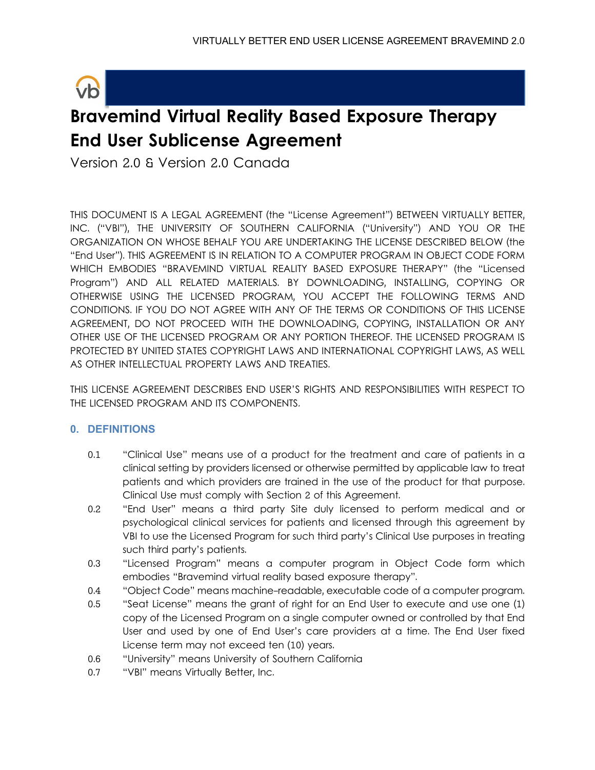# Bravemind Virtual Reality Based Exposure Therapy End User Sublicense Agreement

Version 2.0 & Version 2.0 Canada

THIS DOCUMENT IS A LEGAL AGREEMENT (the "License Agreement") BETWEEN VIRTUALLY BETTER, INC. ("VBI"), THE UNIVERSITY OF SOUTHERN CALIFORNIA ("University") AND YOU OR THE ORGANIZATION ON WHOSE BEHALF YOU ARE UNDERTAKING THE LICENSE DESCRIBED BELOW (the "End User"). THIS AGREEMENT IS IN RELATION TO A COMPUTER PROGRAM IN OBJECT CODE FORM WHICH EMBODIES "BRAVEMIND VIRTUAL REALITY BASED EXPOSURE THERAPY" (the "Licensed Program") AND ALL RELATED MATERIALS. BY DOWNLOADING, INSTALLING, COPYING OR OTHERWISE USING THE LICENSED PROGRAM, YOU ACCEPT THE FOLLOWING TERMS AND CONDITIONS. IF YOU DO NOT AGREE WITH ANY OF THE TERMS OR CONDITIONS OF THIS LICENSE AGREEMENT, DO NOT PROCEED WITH THE DOWNLOADING, COPYING, INSTALLATION OR ANY OTHER USE OF THE LICENSED PROGRAM OR ANY PORTION THEREOF. THE LICENSED PROGRAM IS PROTECTED BY UNITED STATES COPYRIGHT LAWS AND INTERNATIONAL COPYRIGHT LAWS, AS WELL AS OTHER INTELLECTUAL PROPERTY LAWS AND TREATIES.

THIS LICENSE AGREEMENT DESCRIBES END USER'S RIGHTS AND RESPONSIBILITIES WITH RESPECT TO THE LICENSED PROGRAM AND ITS COMPONENTS.

## 0. DEFINITIONS

0.1 "Clinical Use" means use of a product for the treatment and care of patients in a clinical setting by providers licensed or otherwise permitted by applicable law to treat patients and which providers are trained in the use of the product for that purpose. Clinical Use must comply with Section 2 of this Agreement.

0.2 "End User" means a third party Site duly licensed to perform medical and or psychological clinical services for patients and licensed through this agreement by VBI to use the Licensed Program for such third party's Clinical Use purposes in treating such third party's patients.

0.3 "Licensed Program" means a computer program in Object Code form which embodies "Bravemind virtual reality based exposure therapy".

0.4 "Object Code" means machine-readable, executable code of a computer program.

0.5 "Seat License" means the grant of right for an End User to execute and use one (1) copy of the Licensed Program on a single computer owned or controlled by that End User and used by one of End User's care providers at a time. The End User fixed License term may not exceed ten (10) years.

0.6 "University" means University of Southern California

0.7 "VBI" means Virtually Better, Inc.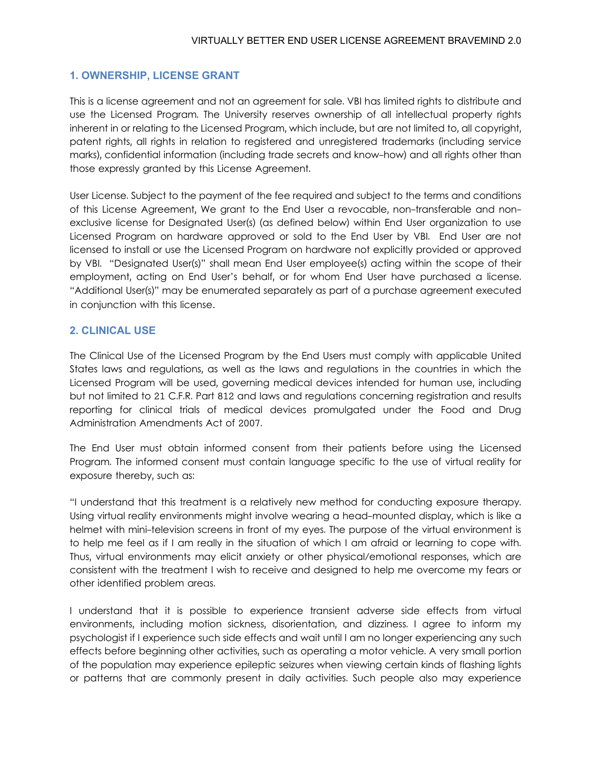## 1. OWNERSHIP, LICENSE GRANT

This is a license agreement and not an agreement for sale. VBI has limited rights to distribute and use the Licensed Program. The University reserves ownership of all intellectual property rights inherent in or relating to the Licensed Program, which include, but are not limited to, all copyright, patent rights, all rights in relation to registered and unregistered trademarks (including service marks), confidential information (including trade secrets and know-how) and all rights other than those expressly granted by this License Agreement.

User License. Subject to the payment of the fee required and subject to the terms and conditions of this License Agreement, We grant to the End User a revocable, non-transferable and non-exclusive license for Designated User(s) (as defined below) within End User organization to use Licensed Program on hardware approved or sold to the End User by VBI. End User are not licensed to install or use the Licensed Program on hardware not explicitly provided or approved by VBI. "Designated User(s)" shall mean End User employee(s) acting within the scope of their employment, acting on End User's behalf, or for whom End User have purchased a license. "Additional User(s)" may be enumerated separately as part of a purchase agreement executed in conjunction with this license.

## 2. CLINICAL USE

The Clinical Use of the Licensed Program by the End Users must comply with applicable United States laws and regulations, as well as the laws and regulations in the countries in which the Licensed Program will be used, governing medical devices intended for human use, including but not limited to 21 C.F.R. Part 812 and laws and regulations concerning registration and results reporting for clinical trials of medical devices promulgated under the Food and Drug Administration Amendments Act of 2007.

The End User must obtain informed consent from their patients before using the Licensed Program. The informed consent must contain language specific to the use of virtual reality for exposure thereby, such as:

"I understand that this treatment is a relatively new method for conducting exposure therapy. Using virtual reality environments might involve wearing a head-mounted display, which is like a helmet with mini-television screens in front of my eyes. The purpose of the virtual environment is to help me feel as if I am really in the situation of which I am afraid or learning to cope with. Thus, virtual environments may elicit anxiety or other physical/emotional responses, which are consistent with the treatment I wish to receive and designed to help me overcome my fears or other identified problem areas.

I understand that it is possible to experience transient adverse side effects from virtual environments, including motion sickness, disorientation, and dizziness. I agree to inform my psychologist if I experience such side effects and wait until I am no longer experiencing any such effects before beginning other activities, such as operating a motor vehicle. A very small portion of the population may experience epileptic seizures when viewing certain kinds of flashing lights or patterns that are commonly present in daily activities. Such people also may experience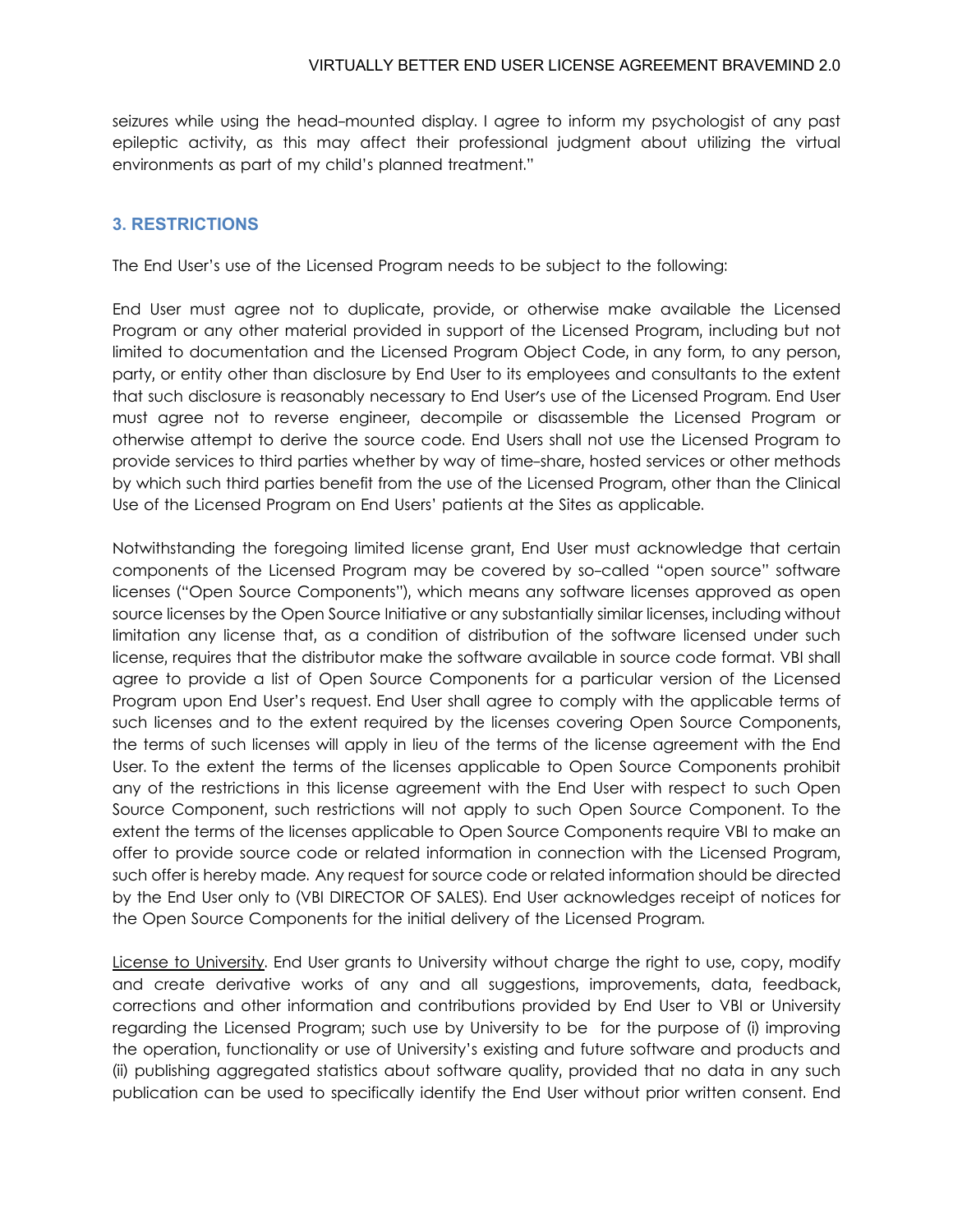seizures while using the head-mounted display. I agree to inform my psychologist of any past epileptic activity, as this may affect their professional judgment about utilizing the virtual environments as part of my child's planned treatment."

## 3. RESTRICTIONS

The End User's use of the Licensed Program needs to be subject to the following:

End User must agree not to duplicate, provide, or otherwise make available the Licensed Program or any other material provided in support of the Licensed Program, including but not limited to documentation and the Licensed Program Object Code, in any form, to any person, party, or entity other than disclosure by End User to its employees and consultants to the extent that such disclosure is reasonably necessary to End User's use of the Licensed Program. End User must agree not to reverse engineer, decompile or disassemble the Licensed Program or otherwise attempt to derive the source code. End Users shall not use the Licensed Program to provide services to third parties whether by way of time-share, hosted services or other methods by which such third parties benefit from the use of the Licensed Program, other than the Clinical Use of the Licensed Program on End Users' patients at the Sites as applicable.

Notwithstanding the foregoing limited license grant, End User must acknowledge that certain components of the Licensed Program may be covered by so-called "open source" software licenses ("Open Source Components"), which means any software licenses approved as open source licenses by the Open Source Initiative or any substantially similar licenses, including without limitation any license that, as a condition of distribution of the software licensed under such license, requires that the distributor make the software available in source code format. VBI shall agree to provide a list of Open Source Components for a particular version of the Licensed Program upon End User's request. End User shall agree to comply with the applicable terms of such licenses and to the extent required by the licenses covering Open Source Components, the terms of such licenses will apply in lieu of the terms of the license agreement with the End User. To the extent the terms of the licenses applicable to Open Source Components prohibit any of the restrictions in this license agreement with the End User with respect to such Open Source Component, such restrictions will not apply to such Open Source Component. To the extent the terms of the licenses applicable to Open Source Components require VBI to make an offer to provide source code or related information in connection with the Licensed Program, such offer is hereby made. Any request for source code or related information should be directed by the End User only to (VBI DIRECTOR OF SALES). End User acknowledges receipt of notices for the Open Source Components for the initial delivery of the Licensed Program.

<u>License to University</u>. End User grants to University without charge the right to use, copy, modify and create derivative works of any and all suggestions, improvements, data, feedback, corrections and other information and contributions provided by End User to VBI or University regarding the Licensed Program; such use by University to be for the purpose of (i) improving the operation, functionality or use of University's existing and future software and products and (ii) publishing aggregated statistics about software quality, provided that no data in any such publication can be used to specifically identify the End User without prior written consent. End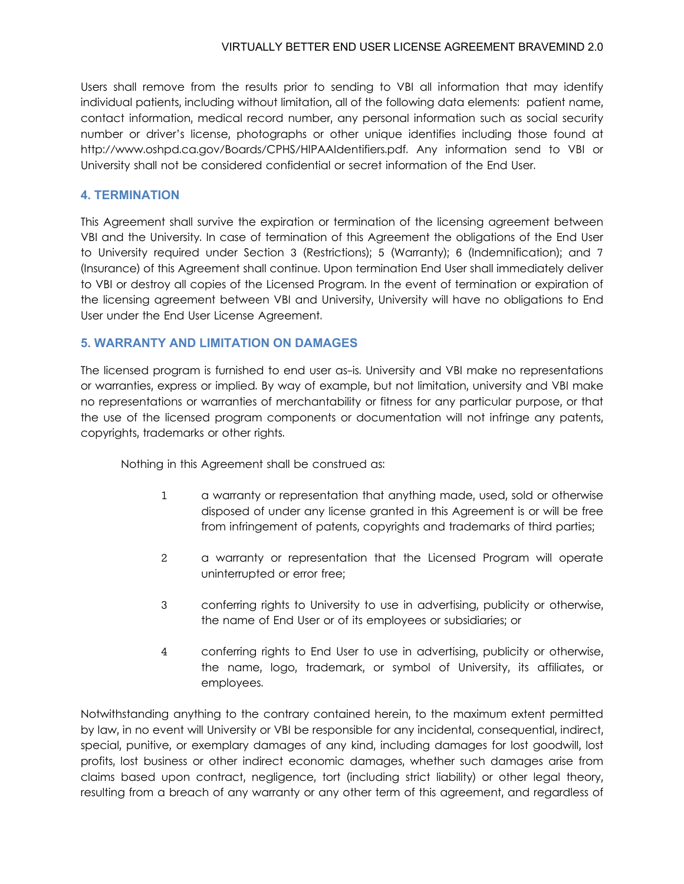Users shall remove from the results prior to sending to VBI all information that may identify individual patients, including without limitation, all of the following data elements: patient name, contact information, medical record number, any personal information such as social security number or driver's license, photographs or other unique identifies including those found at http://www.oshpd.ca.gov/Boards/CPHS/HIPAAIdentifiers.pdf. Any information send to VBI or University shall not be considered confidential or secret information of the End User.

## 4. TERMINATION

This Agreement shall survive the expiration or termination of the licensing agreement between VBI and the University. In case of termination of this Agreement the obligations of the End User to University required under Section 3 (Restrictions); 5 (Warranty); 6 (Indemnification); and 7 (Insurance) of this Agreement shall continue. Upon termination End User shall immediately deliver to VBI or destroy all copies of the Licensed Program. In the event of termination or expiration of the licensing agreement between VBI and University, University will have no obligations to End User under the End User License Agreement.

## 5. WARRANTY AND LIMITATION ON DAMAGES

The licensed program is furnished to end user as-is. University and VBI make no representations or warranties, express or implied. By way of example, but not limitation, university and VBI make no representations or warranties of merchantability or fitness for any particular purpose, or that the use of the licensed program components or documentation will not infringe any patents, copyrights, trademarks or other rights.

Nothing in this Agreement shall be construed as:

1. a warranty or representation that anything made, used, sold or otherwise disposed of under any license granted in this Agreement is or will be free from infringement of patents, copyrights and trademarks of third parties;

2. a warranty or representation that the Licensed Program will operate uninterrupted or error free;

3. conferring rights to University to use in advertising, publicity or otherwise, the name of End User or of its employees or subsidiaries; or

4. conferring rights to End User to use in advertising, publicity or otherwise, the name, logo, trademark, or symbol of University, its affiliates, or employees.

Notwithstanding anything to the contrary contained herein, to the maximum extent permitted by law, in no event will University or VBI be responsible for any incidental, consequential, indirect, special, punitive, or exemplary damages of any kind, including damages for lost goodwill, lost profits, lost business or other indirect economic damages, whether such damages arise from claims based upon contract, negligence, tort (including strict liability) or other legal theory, resulting from a breach of any warranty or any other term of this agreement, and regardless of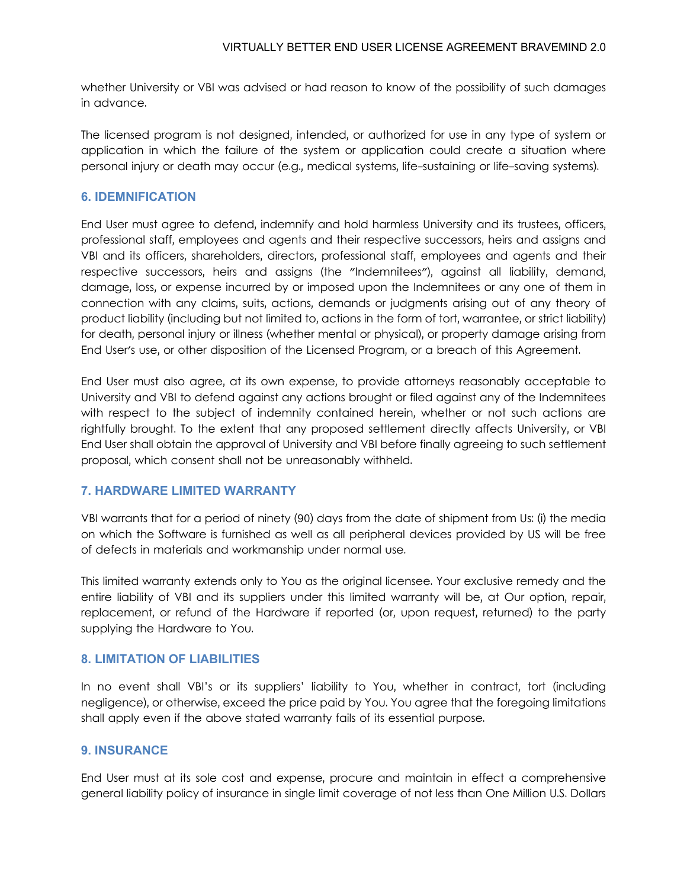whether University or VBI was advised or had reason to know of the possibility of such damages in advance.

The licensed program is not designed, intended, or authorized for use in any type of system or application in which the failure of the system or application could create a situation where personal injury or death may occur (e.g., medical systems, life-sustaining or life-saving systems).

## 6. IDEMNIFICATION

End User must agree to defend, indemnify and hold harmless University and its trustees, officers, professional staff, employees and agents and their respective successors, heirs and assigns and VBI and its officers, shareholders, directors, professional staff, employees and agents and their respective successors, heirs and assigns (the "Indemnitees"), against all liability, demand, damage, loss, or expense incurred by or imposed upon the Indemnitees or any one of them in connection with any claims, suits, actions, demands or judgments arising out of any theory of product liability (including but not limited to, actions in the form of tort, warrantee, or strict liability) for death, personal injury or illness (whether mental or physical), or property damage arising from End User's use, or other disposition of the Licensed Program, or a breach of this Agreement.

End User must also agree, at its own expense, to provide attorneys reasonably acceptable to University and VBI to defend against any actions brought or filed against any of the Indemnitees with respect to the subject of indemnity contained herein, whether or not such actions are rightfully brought. To the extent that any proposed settlement directly affects University, or VBI End User shall obtain the approval of University and VBI before finally agreeing to such settlement proposal, which consent shall not be unreasonably withheld.

## 7. HARDWARE LIMITED WARRANTY

VBI warrants that for a period of ninety (90) days from the date of shipment from Us: (i) the media on which the Software is furnished as well as all peripheral devices provided by US will be free of defects in materials and workmanship under normal use.

This limited warranty extends only to You as the original licensee. Your exclusive remedy and the entire liability of VBI and its suppliers under this limited warranty will be, at Our option, repair, replacement, or refund of the Hardware if reported (or, upon request, returned) to the party supplying the Hardware to You.

## 8. LIMITATION OF LIABILITIES

In no event shall VBI's or its suppliers' liability to You, whether in contract, tort (including negligence), or otherwise, exceed the price paid by You. You agree that the foregoing limitations shall apply even if the above stated warranty fails of its essential purpose.

## 9. INSURANCE

End User must at its sole cost and expense, procure and maintain in effect a comprehensive general liability policy of insurance in single limit coverage of not less than One Million U.S. Dollars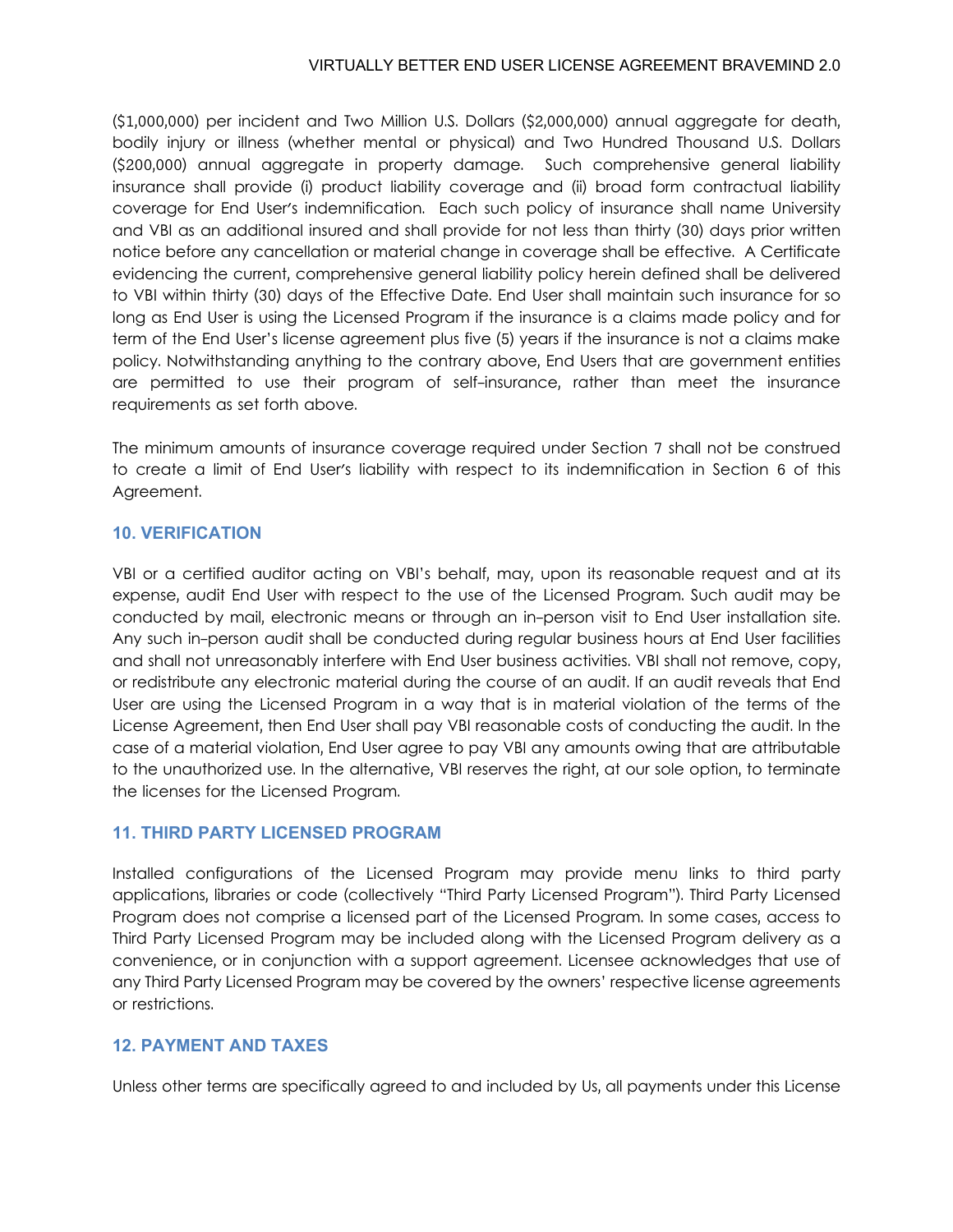($1,000,000) per incident and Two Million U.S. Dollars ($2,000,000) annual aggregate for death, bodily injury or illness (whether mental or physical) and Two Hundred Thousand U.S. Dollars ($200,000) annual aggregate in property damage. Such comprehensive general liability insurance shall provide (i) product liability coverage and (ii) broad form contractual liability coverage for End User's indemnification. Each such policy of insurance shall name University and VBI as an additional insured and shall provide for not less than thirty (30) days prior written notice before any cancellation or material change in coverage shall be effective. A Certificate evidencing the current, comprehensive general liability policy herein defined shall be delivered to VBI within thirty (30) days of the Effective Date. End User shall maintain such insurance for so long as End User is using the Licensed Program if the insurance is a claims made policy and for term of the End User's license agreement plus five (5) years if the insurance is not a claims make policy. Notwithstanding anything to the contrary above, End Users that are government entities are permitted to use their program of self-insurance, rather than meet the insurance requirements as set forth above.

The minimum amounts of insurance coverage required under Section 7 shall not be construed to create a limit of End User's liability with respect to its indemnification in Section 6 of this Agreement.

## 10. VERIFICATION

VBI or a certified auditor acting on VBI's behalf, may, upon its reasonable request and at its expense, audit End User with respect to the use of the Licensed Program. Such audit may be conducted by mail, electronic means or through an in-person visit to End User installation site. Any such in-person audit shall be conducted during regular business hours at End User facilities and shall not unreasonably interfere with End User business activities. VBI shall not remove, copy, or redistribute any electronic material during the course of an audit. If an audit reveals that End User are using the Licensed Program in a way that is in material violation of the terms of the License Agreement, then End User shall pay VBI reasonable costs of conducting the audit. In the case of a material violation, End User agree to pay VBI any amounts owing that are attributable to the unauthorized use. In the alternative, VBI reserves the right, at our sole option, to terminate the licenses for the Licensed Program.

## 11. THIRD PARTY LICENSED PROGRAM

Installed configurations of the Licensed Program may provide menu links to third party applications, libraries or code (collectively "Third Party Licensed Program"). Third Party Licensed Program does not comprise a licensed part of the Licensed Program. In some cases, access to Third Party Licensed Program may be included along with the Licensed Program delivery as a convenience, or in conjunction with a support agreement. Licensee acknowledges that use of any Third Party Licensed Program may be covered by the owners' respective license agreements or restrictions.

## 12. PAYMENT AND TAXES

Unless other terms are specifically agreed to and included by Us, all payments under this License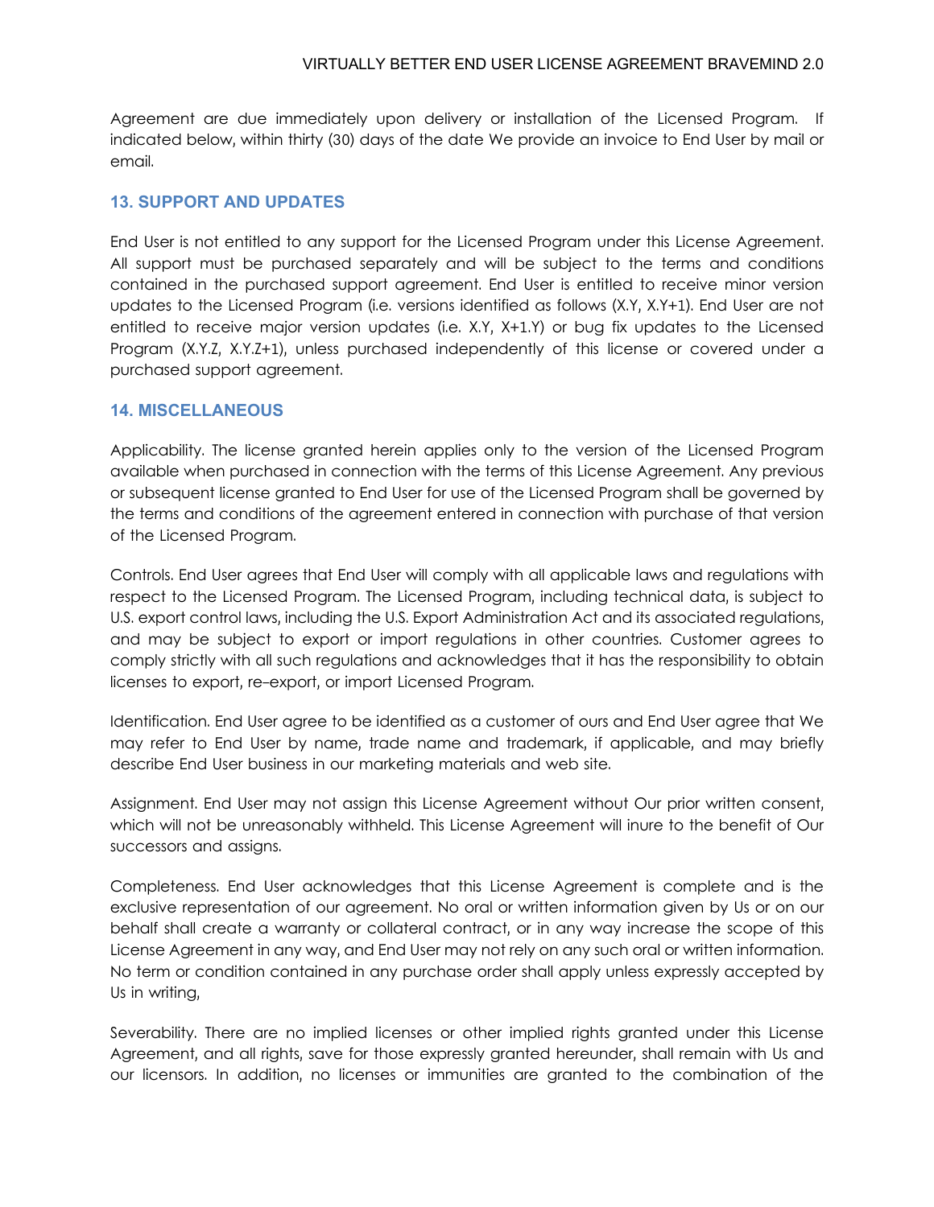Agreement are due immediately upon delivery or installation of the Licensed Program. If indicated below, within thirty (30) days of the date We provide an invoice to End User by mail or email.

## 13. SUPPORT AND UPDATES

End User is not entitled to any support for the Licensed Program under this License Agreement. All support must be purchased separately and will be subject to the terms and conditions contained in the purchased support agreement. End User is entitled to receive minor version updates to the Licensed Program (i.e. versions identified as follows (X.Y, X.Y+1). End User are not entitled to receive major version updates (i.e. X.Y, X+1.Y) or bug fix updates to the Licensed Program (X.Y.Z, X.Y.Z+1), unless purchased independently of this license or covered under a purchased support agreement.

## 14. MISCELLANEOUS

Applicability. The license granted herein applies only to the version of the Licensed Program available when purchased in connection with the terms of this License Agreement. Any previous or subsequent license granted to End User for use of the Licensed Program shall be governed by the terms and conditions of the agreement entered in connection with purchase of that version of the Licensed Program.

Controls. End User agrees that End User will comply with all applicable laws and regulations with respect to the Licensed Program. The Licensed Program, including technical data, is subject to U.S. export control laws, including the U.S. Export Administration Act and its associated regulations, and may be subject to export or import regulations in other countries. Customer agrees to comply strictly with all such regulations and acknowledges that it has the responsibility to obtain licenses to export, re-export, or import Licensed Program.

Identification. End User agree to be identified as a customer of ours and End User agree that We may refer to End User by name, trade name and trademark, if applicable, and may briefly describe End User business in our marketing materials and web site.

Assignment. End User may not assign this License Agreement without Our prior written consent, which will not be unreasonably withheld. This License Agreement will inure to the benefit of Our successors and assigns.

Completeness. End User acknowledges that this License Agreement is complete and is the exclusive representation of our agreement. No oral or written information given by Us or on our behalf shall create a warranty or collateral contract, or in any way increase the scope of this License Agreement in any way, and End User may not rely on any such oral or written information. No term or condition contained in any purchase order shall apply unless expressly accepted by Us in writing,

Severability. There are no implied licenses or other implied rights granted under this License Agreement, and all rights, save for those expressly granted hereunder, shall remain with Us and our licensors. In addition, no licenses or immunities are granted to the combination of the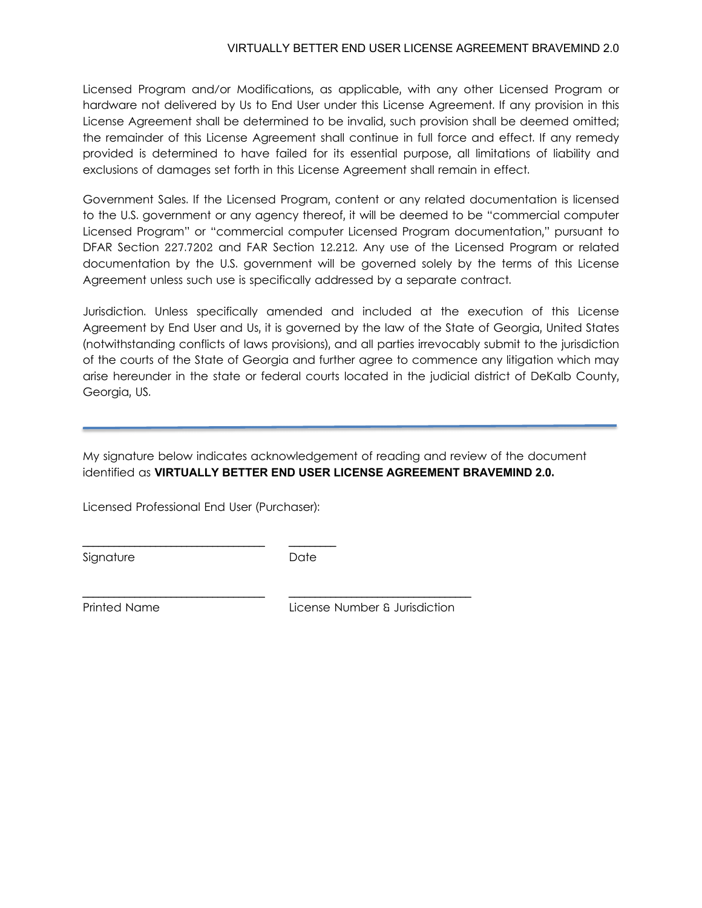Licensed Program and/or Modifications, as applicable, with any other Licensed Program or hardware not delivered by Us to End User under this License Agreement. If any provision in this License Agreement shall be determined to be invalid, such provision shall be deemed omitted; the remainder of this License Agreement shall continue in full force and effect. If any remedy provided is determined to have failed for its essential purpose, all limitations of liability and exclusions of damages set forth in this License Agreement shall remain in effect.

Government Sales. If the Licensed Program, content or any related documentation is licensed to the U.S. government or any agency thereof, it will be deemed to be "commercial computer Licensed Program" or "commercial computer Licensed Program documentation," pursuant to DFAR Section 227.7202 and FAR Section 12.212. Any use of the Licensed Program or related documentation by the U.S. government will be governed solely by the terms of this License Agreement unless such use is specifically addressed by a separate contract.

Jurisdiction. Unless specifically amended and included at the execution of this License Agreement by End User and Us, it is governed by the law of the State of Georgia, United States (notwithstanding conflicts of laws provisions), and all parties irrevocably submit to the jurisdiction of the courts of the State of Georgia and further agree to commence any litigation which may arise hereunder in the state or federal courts located in the judicial district of DeKalb County, Georgia, US.

---

My signature below indicates acknowledgement of reading and review of the document identified as **VIRTUALLY BETTER END USER LICENSE AGREEMENT BRAVEMIND 2.0.**

Licensed Professional End User (Purchaser):

| | |
|---|---|
| ______________________________ | ________ |
| Signature | Date |
| ______________________________ | ______________________________ |
| Printed Name | License Number & Jurisdiction |